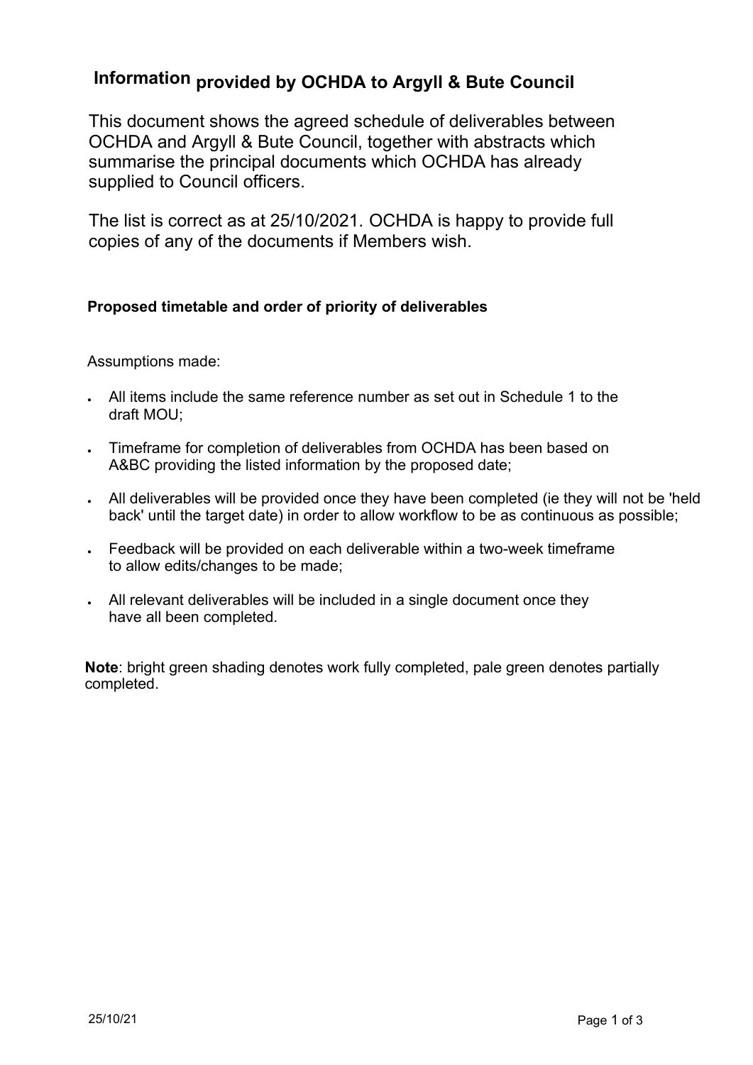# Information provided by OCHDA to Argyll & Bute Council

This document shows the agreed schedule of deliverables between OCHDA and Argyll & Bute Council, together with abstracts which summarise the principal documents which OCHDA has already supplied to Council officers.

The list is correct as at 25/10/2021. OCHDA is happy to provide full copies of any of the documents if Members wish.

### Proposed timetable and order of priority of deliverables

Assumptions made:

- All items include the same reference number as set out in Schedule 1 to the draft MOU;
- Timeframe for completion of deliverables from OCHDA has been based on A&BC providing the listed information by the proposed date;
- All deliverables will be provided once they have been completed (ie they will not be 'held back' until the target date) in order to allow workflow to be as continuous as possible;
- Feedback will be provided on each deliverable within a two-week timeframe to allow edits/changes to be made;
- All relevant deliverables will be included in a single document once they have all been completed.

**Note**: bright green shading denotes work fully completed, pale green denotes partially completed.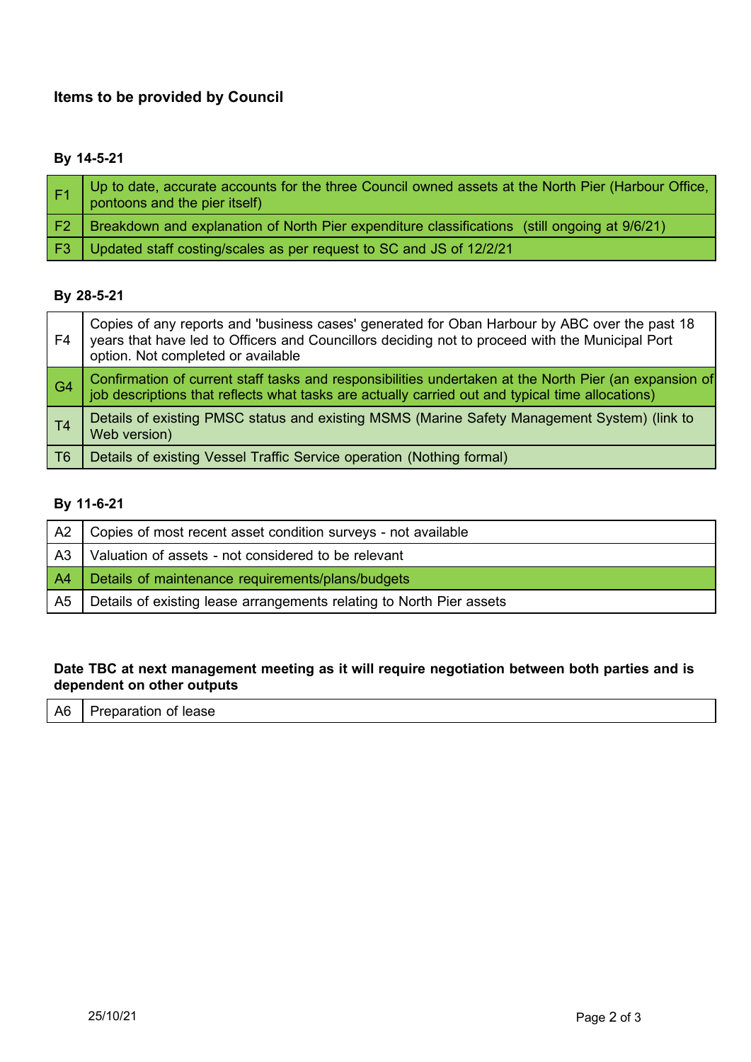**Items to be provided by Council**

**By 14-5-21**

| | |
|---|---|
| F1 | Up to date, accurate accounts for the three Council owned assets at the North Pier (Harbour Office, pontoons and the pier itself) |
| F2 | Breakdown and explanation of North Pier expenditure classifications (still ongoing at 9/6/21) |
| F3 | Updated staff costing/scales as per request to SC and JS of 12/2/21 |

**By 28-5-21**

| | |
|---|---|
| F4 | Copies of any reports and 'business cases' generated for Oban Harbour by ABC over the past 18 years that have led to Officers and Councillors deciding not to proceed with the Municipal Port option. Not completed or available |
| G4 | Confirmation of current staff tasks and responsibilities undertaken at the North Pier (an expansion of job descriptions that reflects what tasks are actually carried out and typical time allocations) |
| T4 | Details of existing PMSC status and existing MSMS (Marine Safety Management System) (link to Web version) |
| T6 | Details of existing Vessel Traffic Service operation (Nothing formal) |

**By 11-6-21**

| | |
|---|---|
| A2 | Copies of most recent asset condition surveys - not available |
| A3 | Valuation of assets - not considered to be relevant |
| A4 | Details of maintenance requirements/plans/budgets |
| A5 | Details of existing lease arrangements relating to North Pier assets |

**Date TBC at next management meeting as it will require negotiation between both parties and is dependent on other outputs**

| | |
|---|---|
| A6 | Preparation of lease |

25/10/21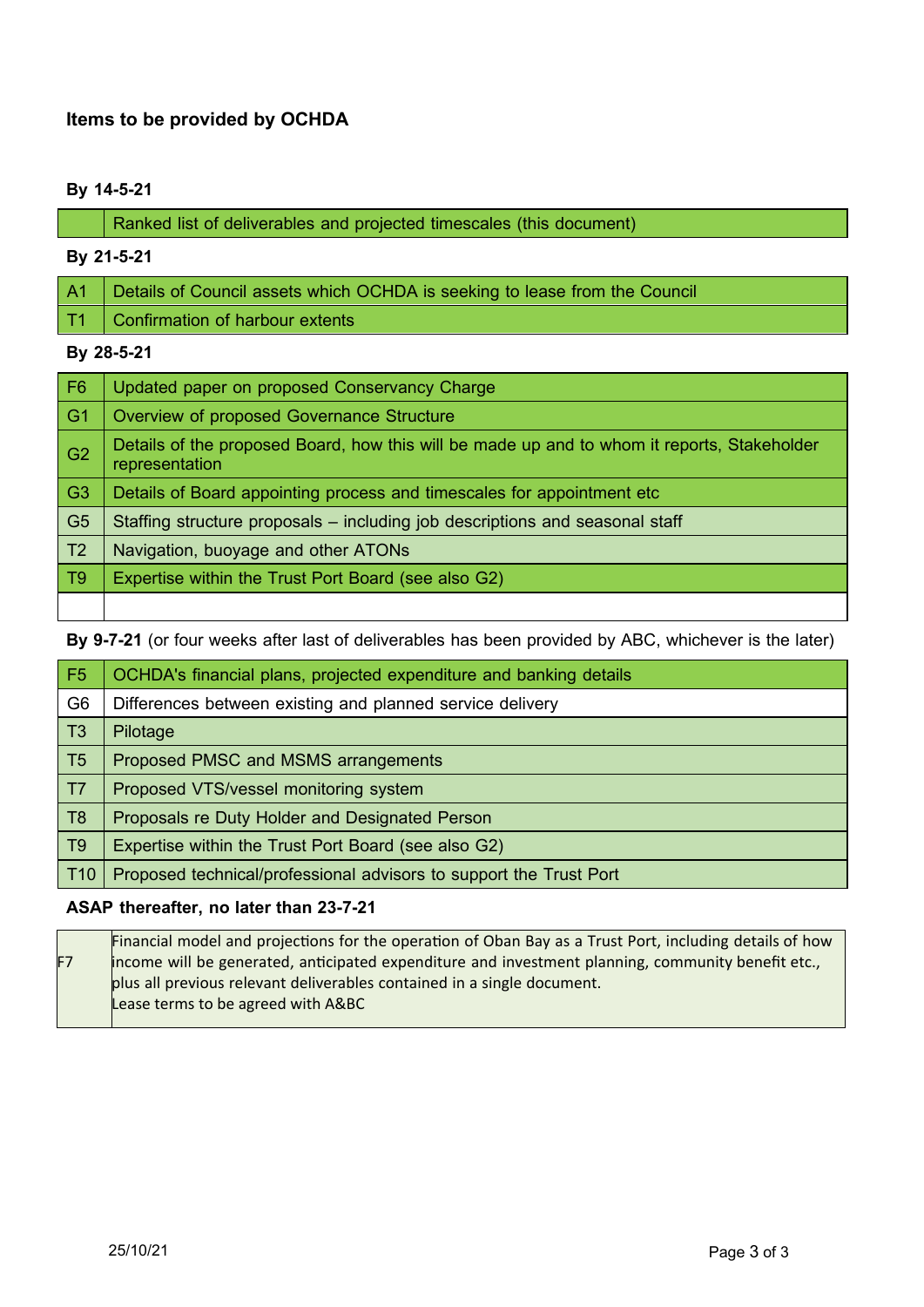## Items to be provided by OCHDA

**By 14-5-21**

| | |
|---|---|
| | Ranked list of deliverables and projected timescales (this document) |

**By 21-5-21**

| | |
|---|---|
| A1 | Details of Council assets which OCHDA is seeking to lease from the Council |
| T1 | Confirmation of harbour extents |

**By 28-5-21**

| | |
|---|---|
| F6 | Updated paper on proposed Conservancy Charge |
| G1 | Overview of proposed Governance Structure |
| G2 | Details of the proposed Board, how this will be made up and to whom it reports, Stakeholder representation |
| G3 | Details of Board appointing process and timescales for appointment etc |
| G5 | Staffing structure proposals – including job descriptions and seasonal staff |
| T2 | Navigation, buoyage and other ATONs |
| T9 | Expertise within the Trust Port Board (see also G2) |
| | |

**By 9-7-21** (or four weeks after last of deliverables has been provided by ABC, whichever is the later)

| | |
|---|---|
| F5 | OCHDA's financial plans, projected expenditure and banking details |
| G6 | Differences between existing and planned service delivery |
| T3 | Pilotage |
| T5 | Proposed PMSC and MSMS arrangements |
| T7 | Proposed VTS/vessel monitoring system |
| T8 | Proposals re Duty Holder and Designated Person |
| T9 | Expertise within the Trust Port Board (see also G2) |
| T10 | Proposed technical/professional advisors to support the Trust Port |

**ASAP thereafter, no later than 23-7-21**

| | |
|---|---|
| F7 | Financial model and projections for the operation of Oban Bay as a Trust Port, including details of how income will be generated, anticipated expenditure and investment planning, community benefit etc., plus all previous relevant deliverables contained in a single document.<br>Lease terms to be agreed with A&BC |

25/10/21